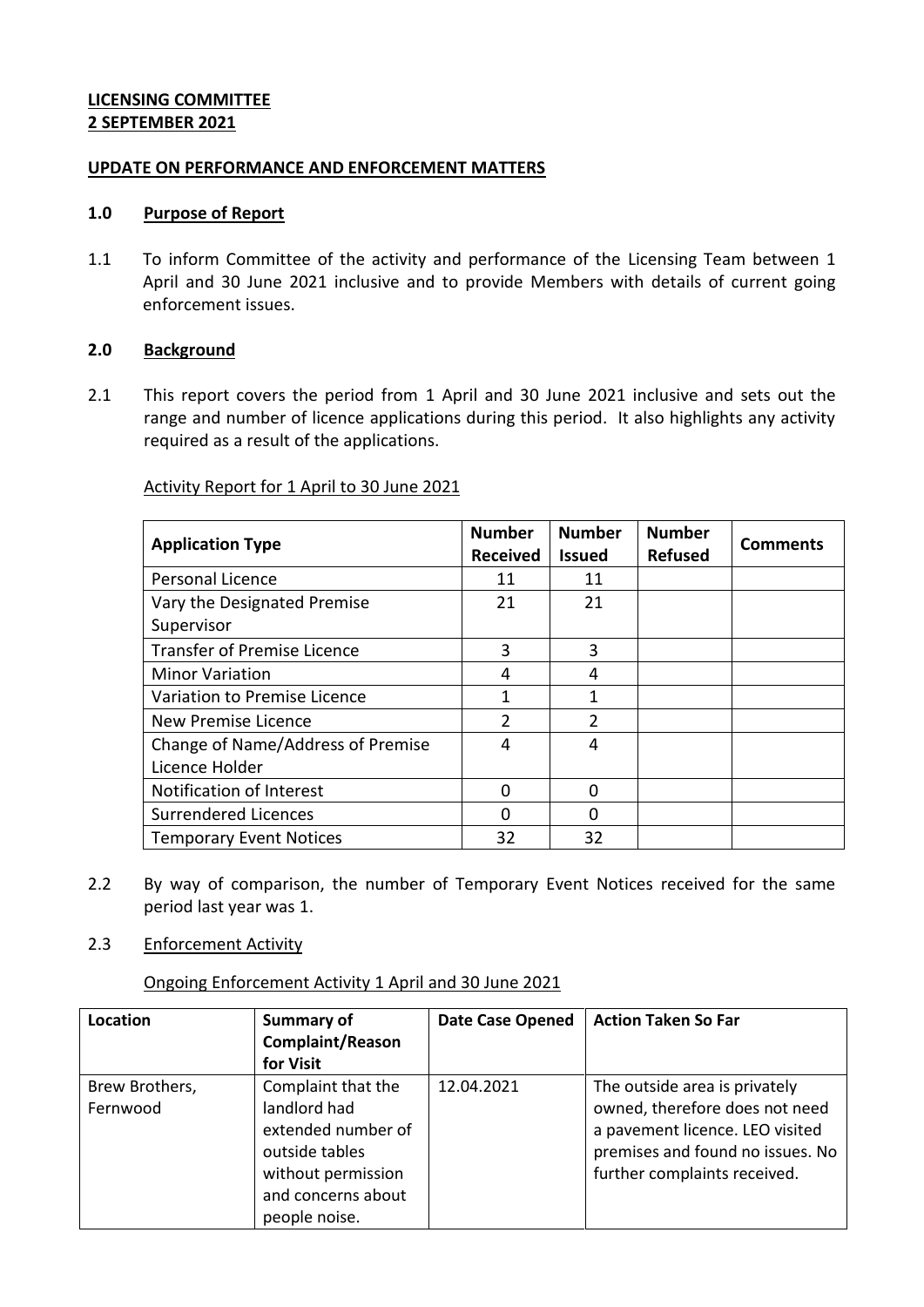**LICENSING COMMITTEE**
**2 SEPTEMBER 2021**

**UPDATE ON PERFORMANCE AND ENFORCEMENT MATTERS**

## 1.0 Purpose of Report

1.1 To inform Committee of the activity and performance of the Licensing Team between 1 April and 30 June 2021 inclusive and to provide Members with details of current going enforcement issues.

## 2.0 Background

2.1 This report covers the period from 1 April and 30 June 2021 inclusive and sets out the range and number of licence applications during this period. It also highlights any activity required as a result of the applications.

Activity Report for 1 April to 30 June 2021

| Application Type | Number Received | Number Issued | Number Refused | Comments |
|---|---|---|---|---|
| Personal Licence | 11 | 11 | | |
| Vary the Designated Premise Supervisor | 21 | 21 | | |
| Transfer of Premise Licence | 3 | 3 | | |
| Minor Variation | 4 | 4 | | |
| Variation to Premise Licence | 1 | 1 | | |
| New Premise Licence | 2 | 2 | | |
| Change of Name/Address of Premise Licence Holder | 4 | 4 | | |
| Notification of Interest | 0 | 0 | | |
| Surrendered Licences | 0 | 0 | | |
| Temporary Event Notices | 32 | 32 | | |

2.2 By way of comparison, the number of Temporary Event Notices received for the same period last year was 1.

2.3 Enforcement Activity

Ongoing Enforcement Activity 1 April and 30 June 2021

| Location | Summary of Complaint/Reason for Visit | Date Case Opened | Action Taken So Far |
|---|---|---|---|
| Brew Brothers, Fernwood | Complaint that the landlord had extended number of outside tables without permission and concerns about people noise. | 12.04.2021 | The outside area is privately owned, therefore does not need a pavement licence. LEO visited premises and found no issues. No further complaints received. |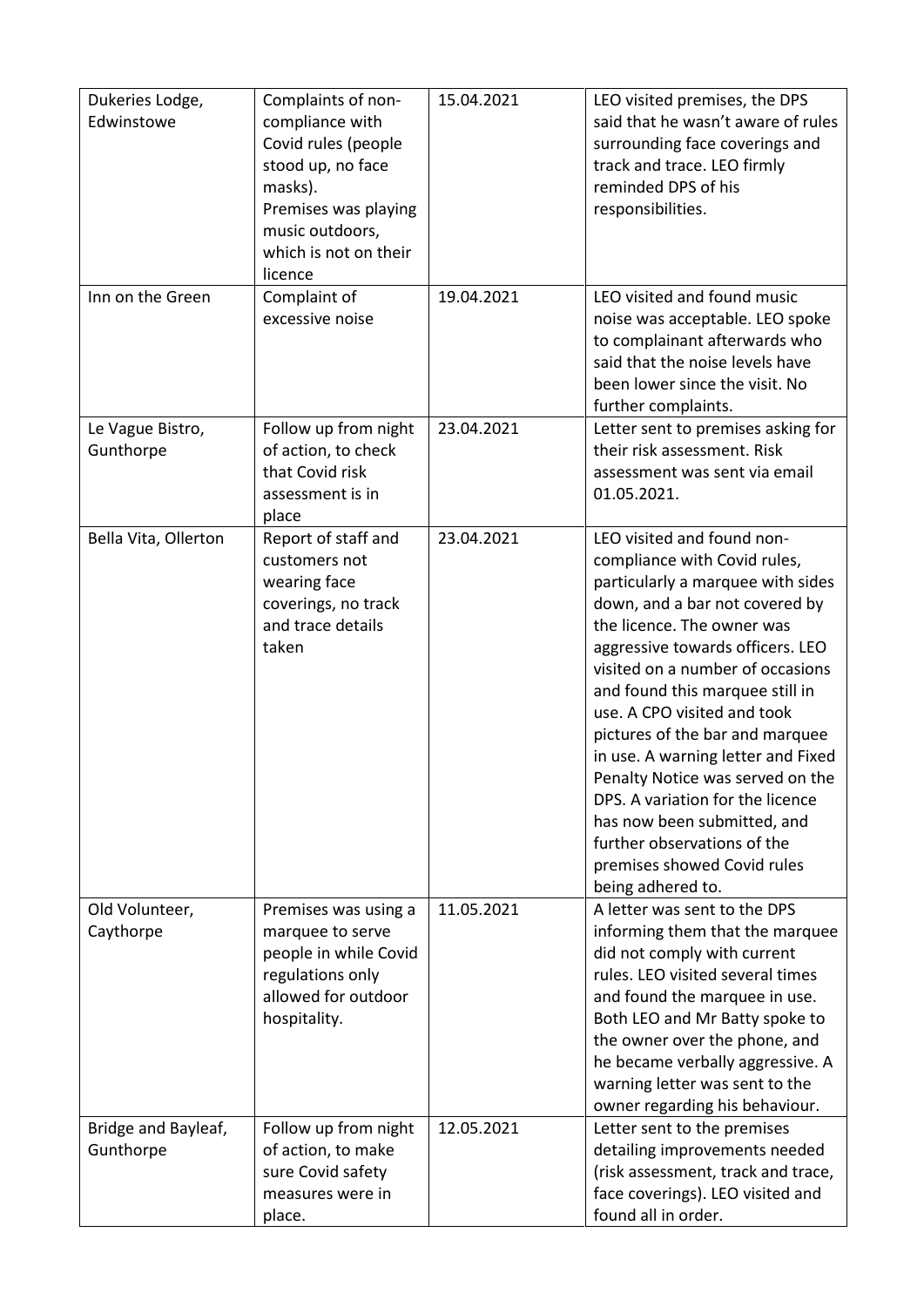| | | | |
|---|---|---|---|
| Dukeries Lodge, Edwinstowe | Complaints of non-compliance with Covid rules (people stood up, no face masks). Premises was playing music outdoors, which is not on their licence | 15.04.2021 | LEO visited premises, the DPS said that he wasn't aware of rules surrounding face coverings and track and trace. LEO firmly reminded DPS of his responsibilities. |
| Inn on the Green | Complaint of excessive noise | 19.04.2021 | LEO visited and found music noise was acceptable. LEO spoke to complainant afterwards who said that the noise levels have been lower since the visit. No further complaints. |
| Le Vague Bistro, Gunthorpe | Follow up from night of action, to check that Covid risk assessment is in place | 23.04.2021 | Letter sent to premises asking for their risk assessment. Risk assessment was sent via email 01.05.2021. |
| Bella Vita, Ollerton | Report of staff and customers not wearing face coverings, no track and trace details taken | 23.04.2021 | LEO visited and found non-compliance with Covid rules, particularly a marquee with sides down, and a bar not covered by the licence. The owner was aggressive towards officers. LEO visited on a number of occasions and found this marquee still in use. A CPO visited and took pictures of the bar and marquee in use. A warning letter and Fixed Penalty Notice was served on the DPS. A variation for the licence has now been submitted, and further observations of the premises showed Covid rules being adhered to. |
| Old Volunteer, Caythorpe | Premises was using a marquee to serve people in while Covid regulations only allowed for outdoor hospitality. | 11.05.2021 | A letter was sent to the DPS informing them that the marquee did not comply with current rules. LEO visited several times and found the marquee in use. Both LEO and Mr Batty spoke to the owner over the phone, and he became verbally aggressive. A warning letter was sent to the owner regarding his behaviour. |
| Bridge and Bayleaf, Gunthorpe | Follow up from night of action, to make sure Covid safety measures were in place. | 12.05.2021 | Letter sent to the premises detailing improvements needed (risk assessment, track and trace, face coverings). LEO visited and found all in order. |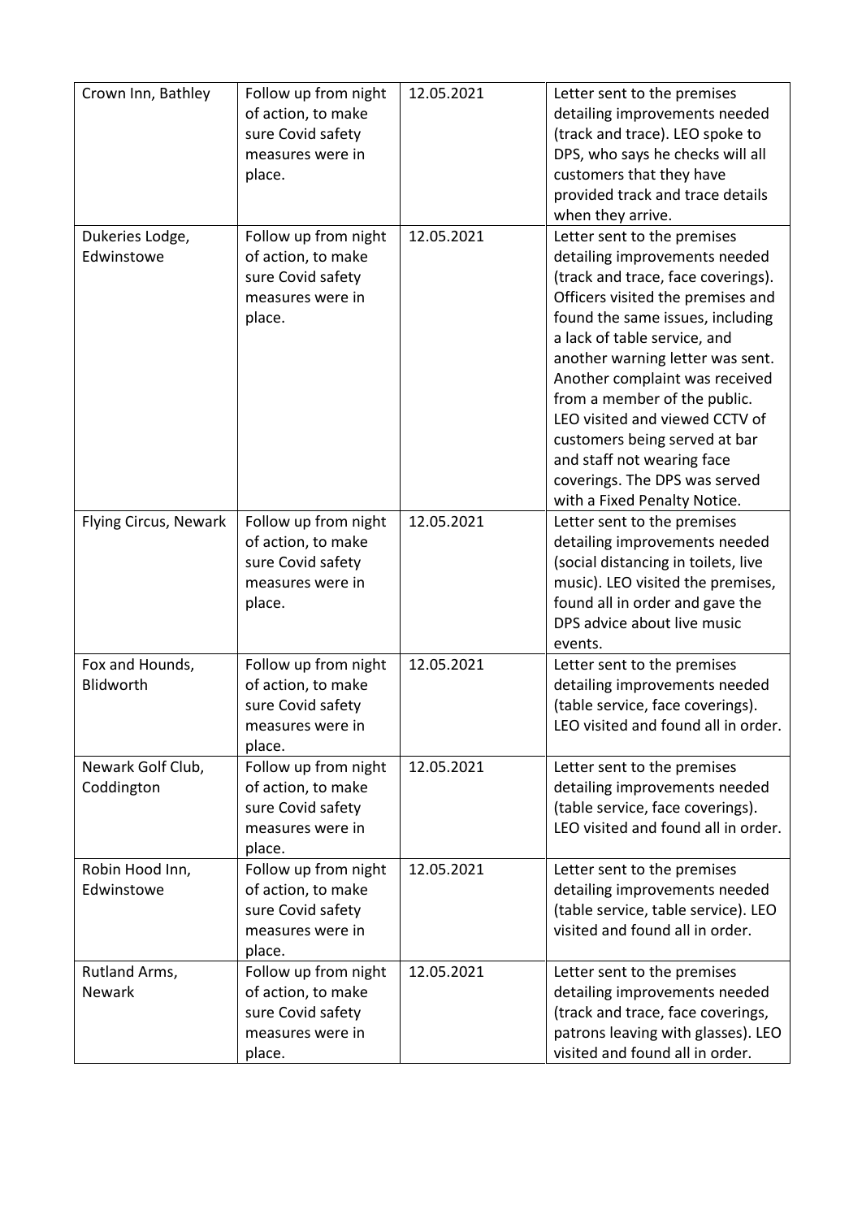| | | | |
|---|---|---|---|
| Crown Inn, Bathley | Follow up from night of action, to make sure Covid safety measures were in place. | 12.05.2021 | Letter sent to the premises detailing improvements needed (track and trace). LEO spoke to DPS, who says he checks will all customers that they have provided track and trace details when they arrive. |
| Dukeries Lodge, Edwinstowe | Follow up from night of action, to make sure Covid safety measures were in place. | 12.05.2021 | Letter sent to the premises detailing improvements needed (track and trace, face coverings). Officers visited the premises and found the same issues, including a lack of table service, and another warning letter was sent. Another complaint was received from a member of the public. LEO visited and viewed CCTV of customers being served at bar and staff not wearing face coverings. The DPS was served with a Fixed Penalty Notice. |
| Flying Circus, Newark | Follow up from night of action, to make sure Covid safety measures were in place. | 12.05.2021 | Letter sent to the premises detailing improvements needed (social distancing in toilets, live music). LEO visited the premises, found all in order and gave the DPS advice about live music events. |
| Fox and Hounds, Blidworth | Follow up from night of action, to make sure Covid safety measures were in place. | 12.05.2021 | Letter sent to the premises detailing improvements needed (table service, face coverings). LEO visited and found all in order. |
| Newark Golf Club, Coddington | Follow up from night of action, to make sure Covid safety measures were in place. | 12.05.2021 | Letter sent to the premises detailing improvements needed (table service, face coverings). LEO visited and found all in order. |
| Robin Hood Inn, Edwinstowe | Follow up from night of action, to make sure Covid safety measures were in place. | 12.05.2021 | Letter sent to the premises detailing improvements needed (table service, table service). LEO visited and found all in order. |
| Rutland Arms, Newark | Follow up from night of action, to make sure Covid safety measures were in place. | 12.05.2021 | Letter sent to the premises detailing improvements needed (track and trace, face coverings, patrons leaving with glasses). LEO visited and found all in order. |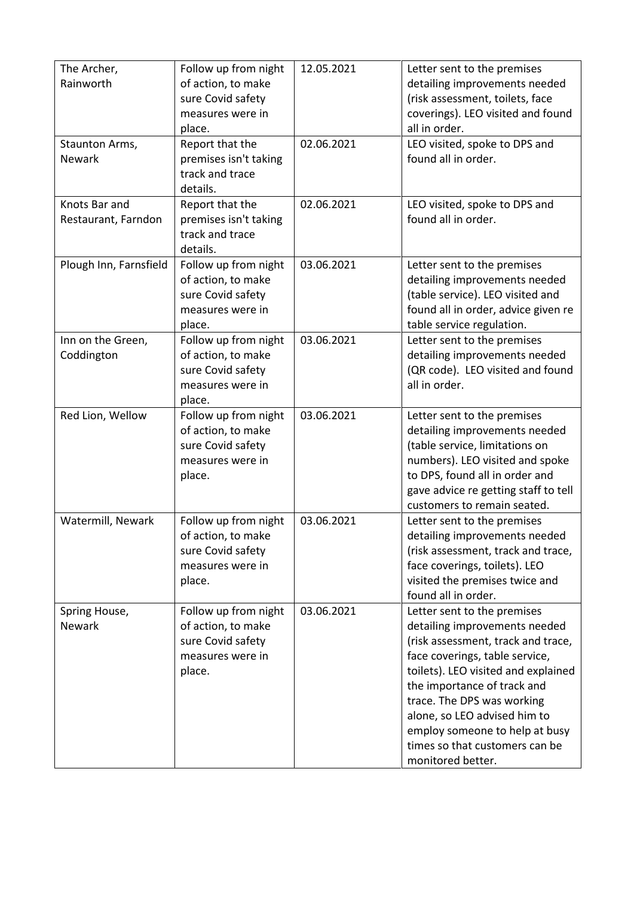| | | | |
|---|---|---|---|
| The Archer, Rainworth | Follow up from night of action, to make sure Covid safety measures were in place. | 12.05.2021 | Letter sent to the premises detailing improvements needed (risk assessment, toilets, face coverings). LEO visited and found all in order. |
| Staunton Arms, Newark | Report that the premises isn't taking track and trace details. | 02.06.2021 | LEO visited, spoke to DPS and found all in order. |
| Knots Bar and Restaurant, Farndon | Report that the premises isn't taking track and trace details. | 02.06.2021 | LEO visited, spoke to DPS and found all in order. |
| Plough Inn, Farnsfield | Follow up from night of action, to make sure Covid safety measures were in place. | 03.06.2021 | Letter sent to the premises detailing improvements needed (table service). LEO visited and found all in order, advice given re table service regulation. |
| Inn on the Green, Coddington | Follow up from night of action, to make sure Covid safety measures were in place. | 03.06.2021 | Letter sent to the premises detailing improvements needed (QR code). LEO visited and found all in order. |
| Red Lion, Wellow | Follow up from night of action, to make sure Covid safety measures were in place. | 03.06.2021 | Letter sent to the premises detailing improvements needed (table service, limitations on numbers). LEO visited and spoke to DPS, found all in order and gave advice re getting staff to tell customers to remain seated. |
| Watermill, Newark | Follow up from night of action, to make sure Covid safety measures were in place. | 03.06.2021 | Letter sent to the premises detailing improvements needed (risk assessment, track and trace, face coverings, toilets). LEO visited the premises twice and found all in order. |
| Spring House, Newark | Follow up from night of action, to make sure Covid safety measures were in place. | 03.06.2021 | Letter sent to the premises detailing improvements needed (risk assessment, track and trace, face coverings, table service, toilets). LEO visited and explained the importance of track and trace. The DPS was working alone, so LEO advised him to employ someone to help at busy times so that customers can be monitored better. |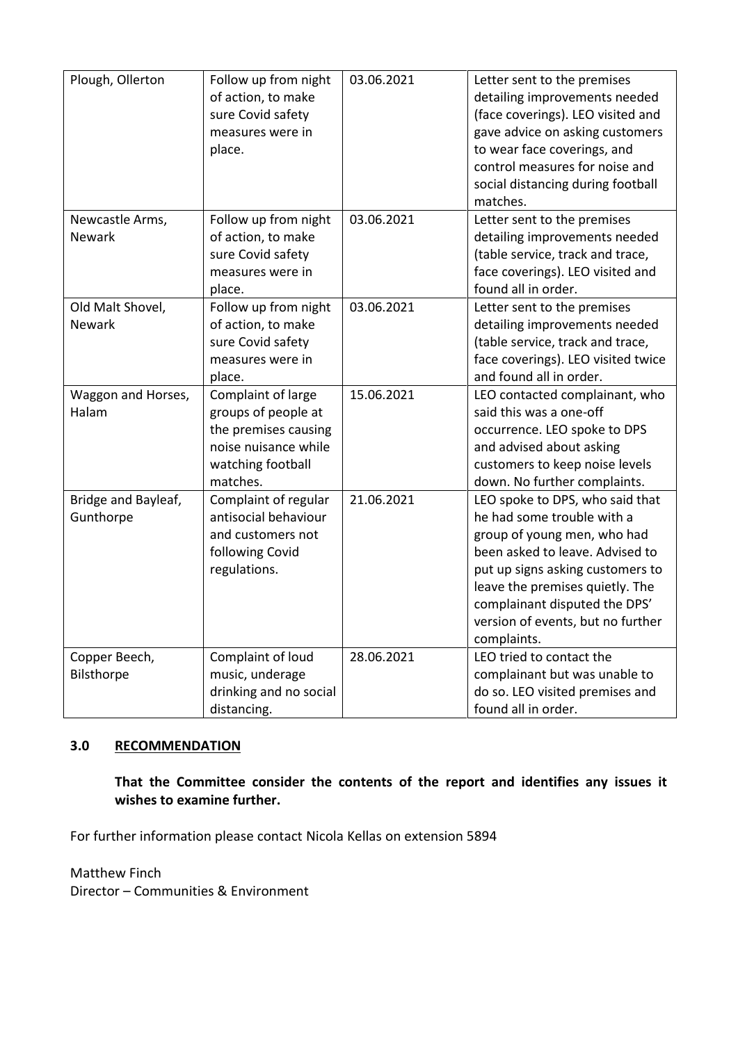| | | | |
|---|---|---|---|
| Plough, Ollerton | Follow up from night of action, to make sure Covid safety measures were in place. | 03.06.2021 | Letter sent to the premises detailing improvements needed (face coverings). LEO visited and gave advice on asking customers to wear face coverings, and control measures for noise and social distancing during football matches. |
| Newcastle Arms, Newark | Follow up from night of action, to make sure Covid safety measures were in place. | 03.06.2021 | Letter sent to the premises detailing improvements needed (table service, track and trace, face coverings). LEO visited and found all in order. |
| Old Malt Shovel, Newark | Follow up from night of action, to make sure Covid safety measures were in place. | 03.06.2021 | Letter sent to the premises detailing improvements needed (table service, track and trace, face coverings). LEO visited twice and found all in order. |
| Waggon and Horses, Halam | Complaint of large groups of people at the premises causing noise nuisance while watching football matches. | 15.06.2021 | LEO contacted complainant, who said this was a one-off occurrence. LEO spoke to DPS and advised about asking customers to keep noise levels down. No further complaints. |
| Bridge and Bayleaf, Gunthorpe | Complaint of regular antisocial behaviour and customers not following Covid regulations. | 21.06.2021 | LEO spoke to DPS, who said that he had some trouble with a group of young men, who had been asked to leave. Advised to put up signs asking customers to leave the premises quietly. The complainant disputed the DPS' version of events, but no further complaints. |
| Copper Beech, Bilsthorpe | Complaint of loud music, underage drinking and no social distancing. | 28.06.2021 | LEO tried to contact the complainant but was unable to do so. LEO visited premises and found all in order. |

## 3.0 RECOMMENDATION

**That the Committee consider the contents of the report and identifies any issues it wishes to examine further.**

For further information please contact Nicola Kellas on extension 5894

Matthew Finch
Director – Communities & Environment